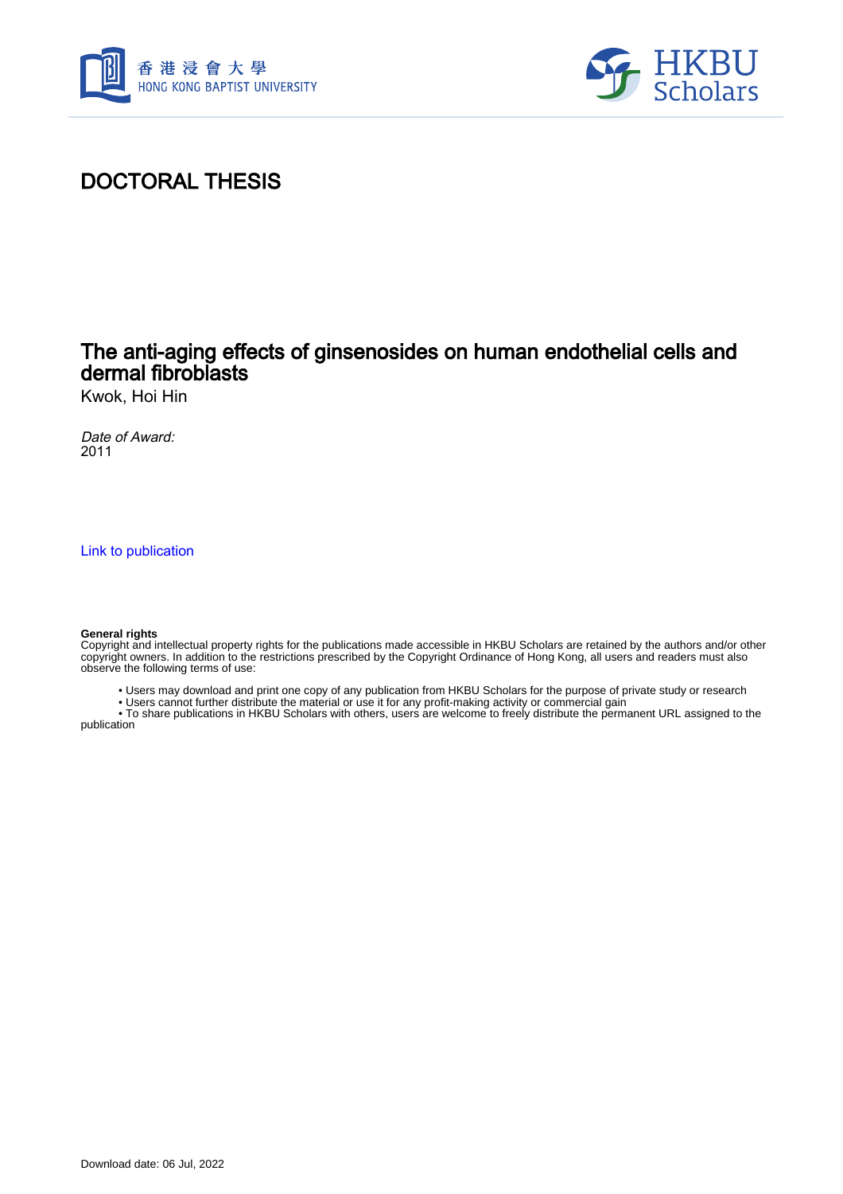香港浸會大學
HONG KONG BAPTIST UNIVERSITY

HKBU Scholars

# DOCTORAL THESIS

## The anti-aging effects of ginsenosides on human endothelial cells and dermal fibroblasts

Kwok, Hoi Hin

*Date of Award:*
2011

[Link to publication]

**General rights**
Copyright and intellectual property rights for the publications made accessible in HKBU Scholars are retained by the authors and/or other copyright owners. In addition to the restrictions prescribed by the Copyright Ordinance of Hong Kong, all users and readers must also observe the following terms of use:

- Users may download and print one copy of any publication from HKBU Scholars for the purpose of private study or research
- Users cannot further distribute the material or use it for any profit-making activity or commercial gain
- To share publications in HKBU Scholars with others, users are welcome to freely distribute the permanent URL assigned to the publication

Download date: 06 Jul, 2022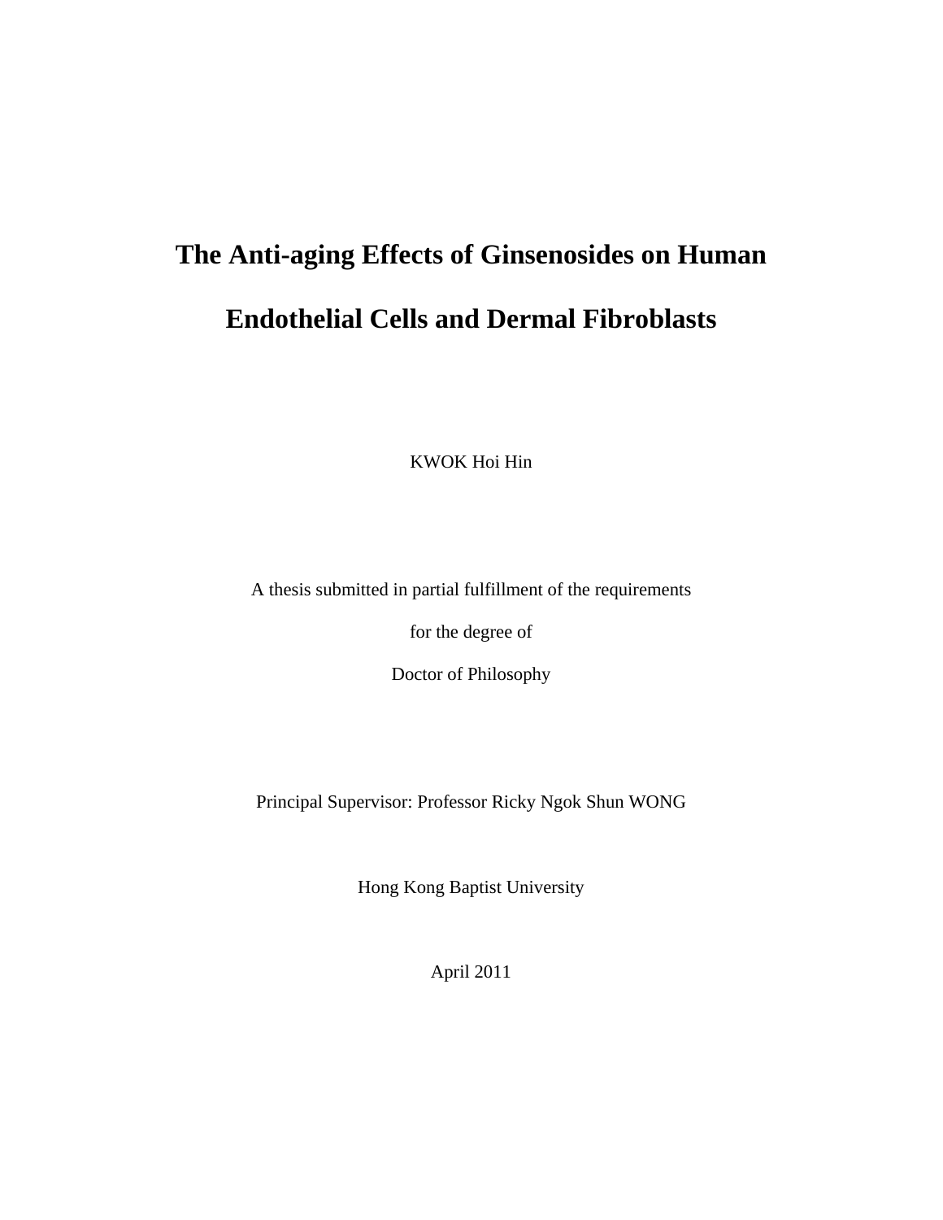# The Anti-aging Effects of Ginsenosides on Human Endothelial Cells and Dermal Fibroblasts

KWOK Hoi Hin

A thesis submitted in partial fulfillment of the requirements

for the degree of

Doctor of Philosophy

Principal Supervisor: Professor Ricky Ngok Shun WONG

Hong Kong Baptist University

April 2011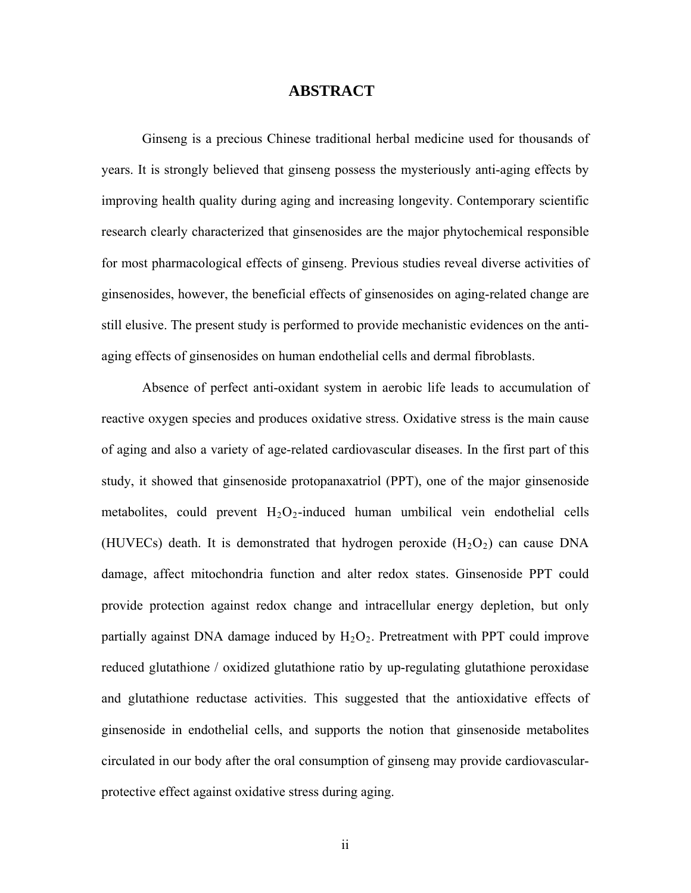# ABSTRACT

Ginseng is a precious Chinese traditional herbal medicine used for thousands of years. It is strongly believed that ginseng possess the mysteriously anti-aging effects by improving health quality during aging and increasing longevity. Contemporary scientific research clearly characterized that ginsenosides are the major phytochemical responsible for most pharmacological effects of ginseng. Previous studies reveal diverse activities of ginsenosides, however, the beneficial effects of ginsenosides on aging-related change are still elusive. The present study is performed to provide mechanistic evidences on the anti-aging effects of ginsenosides on human endothelial cells and dermal fibroblasts.

Absence of perfect anti-oxidant system in aerobic life leads to accumulation of reactive oxygen species and produces oxidative stress. Oxidative stress is the main cause of aging and also a variety of age-related cardiovascular diseases. In the first part of this study, it showed that ginsenoside protopanaxatriol (PPT), one of the major ginsenoside metabolites, could prevent $H_2O_2$-induced human umbilical vein endothelial cells (HUVECs) death. It is demonstrated that hydrogen peroxide ($H_2O_2$) can cause DNA damage, affect mitochondria function and alter redox states. Ginsenoside PPT could provide protection against redox change and intracellular energy depletion, but only partially against DNA damage induced by $H_2O_2$. Pretreatment with PPT could improve reduced glutathione / oxidized glutathione ratio by up-regulating glutathione peroxidase and glutathione reductase activities. This suggested that the antioxidative effects of ginsenoside in endothelial cells, and supports the notion that ginsenoside metabolites circulated in our body after the oral consumption of ginseng may provide cardiovascular-protective effect against oxidative stress during aging.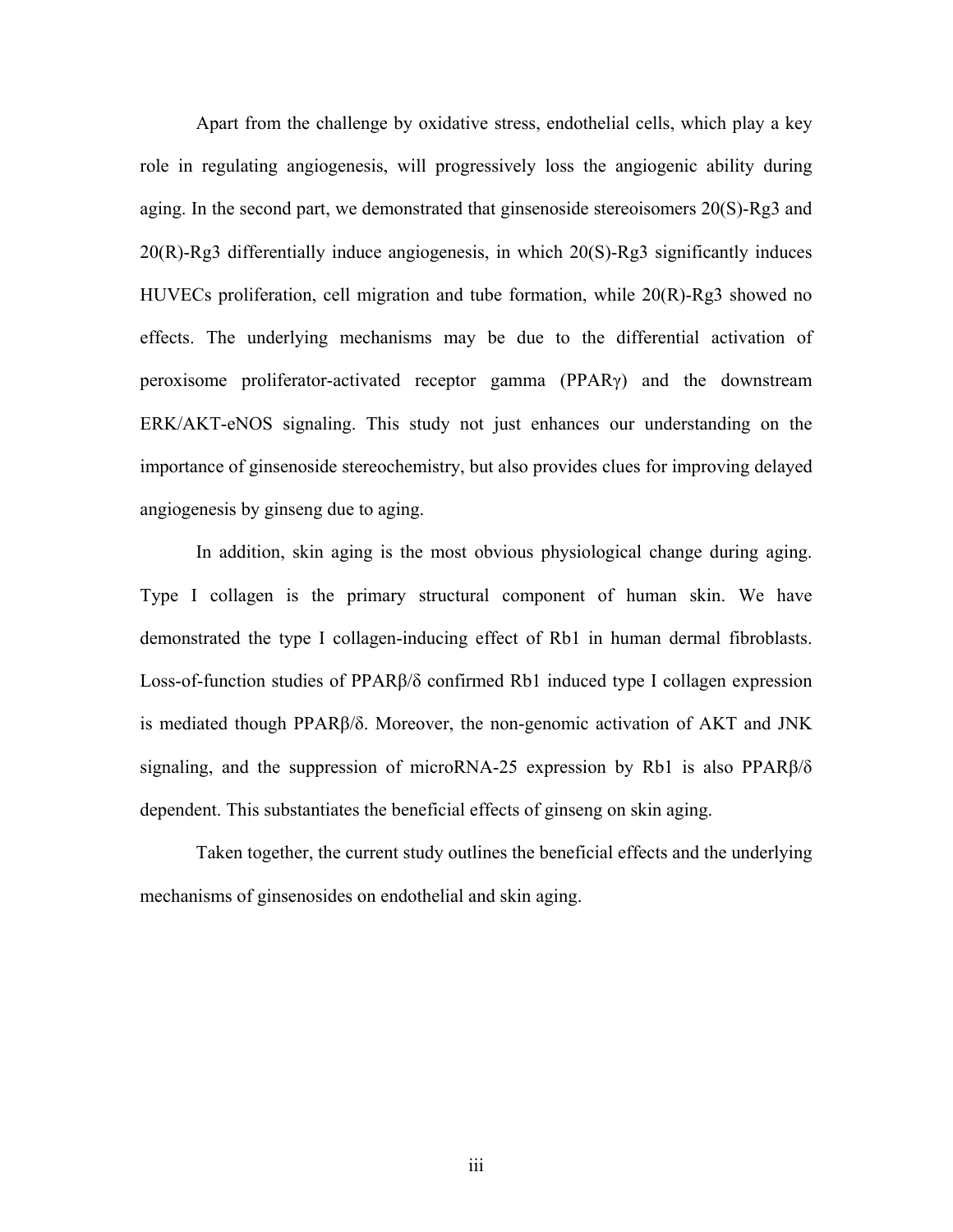Apart from the challenge by oxidative stress, endothelial cells, which play a key role in regulating angiogenesis, will progressively loss the angiogenic ability during aging. In the second part, we demonstrated that ginsenoside stereoisomers 20(S)-Rg3 and 20(R)-Rg3 differentially induce angiogenesis, in which 20(S)-Rg3 significantly induces HUVECs proliferation, cell migration and tube formation, while 20(R)-Rg3 showed no effects. The underlying mechanisms may be due to the differential activation of peroxisome proliferator-activated receptor gamma (PPARγ) and the downstream ERK/AKT-eNOS signaling. This study not just enhances our understanding on the importance of ginsenoside stereochemistry, but also provides clues for improving delayed angiogenesis by ginseng due to aging.

In addition, skin aging is the most obvious physiological change during aging. Type I collagen is the primary structural component of human skin. We have demonstrated the type I collagen-inducing effect of Rb1 in human dermal fibroblasts. Loss-of-function studies of PPARβ/δ confirmed Rb1 induced type I collagen expression is mediated though PPARβ/δ. Moreover, the non-genomic activation of AKT and JNK signaling, and the suppression of microRNA-25 expression by Rb1 is also PPARβ/δ dependent. This substantiates the beneficial effects of ginseng on skin aging.

Taken together, the current study outlines the beneficial effects and the underlying mechanisms of ginsenosides on endothelial and skin aging.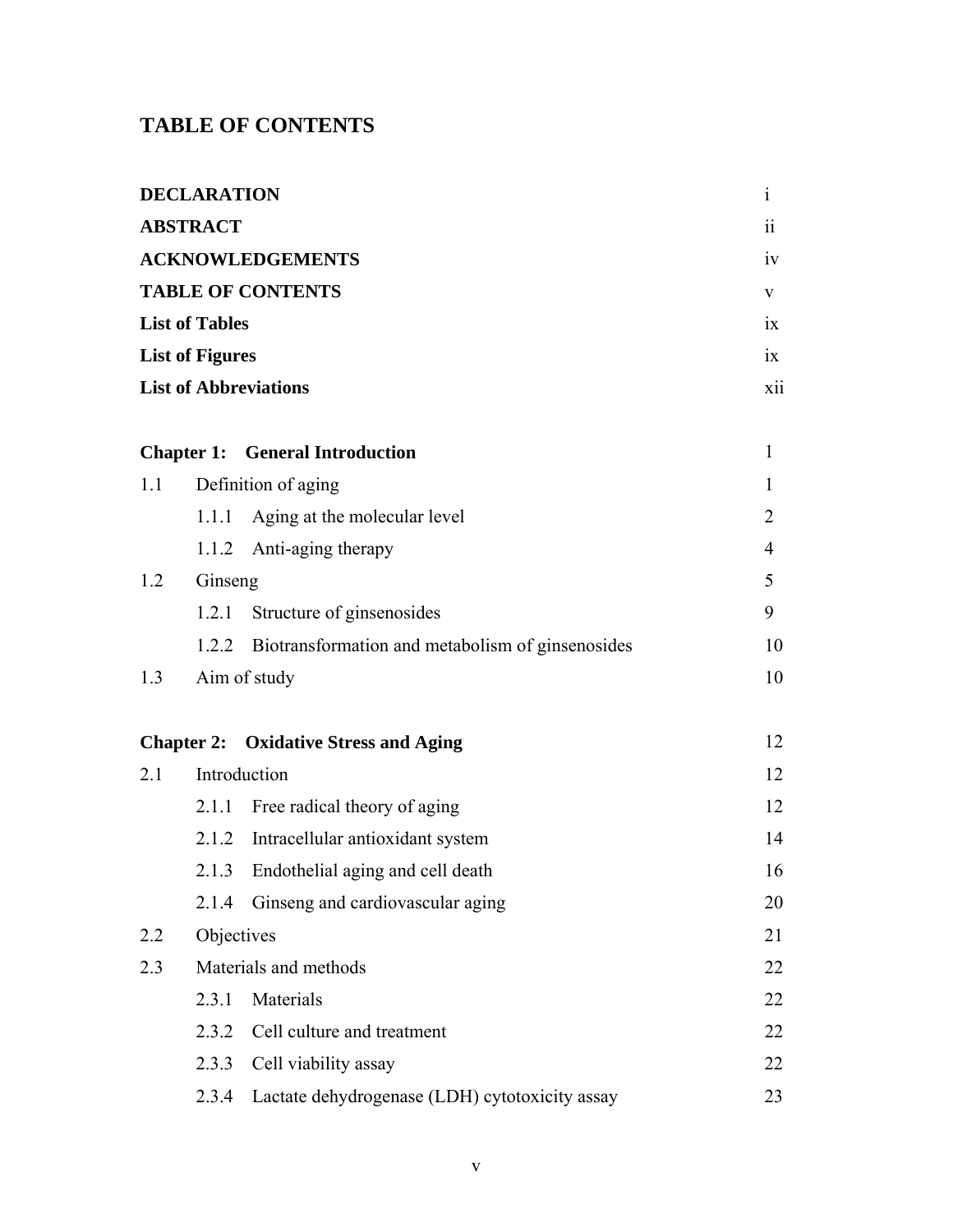# TABLE OF CONTENTS

| | |
|---|---|
| **DECLARATION** | i |
| **ABSTRACT** | ii |
| **ACKNOWLEDGEMENTS** | iv |
| **TABLE OF CONTENTS** | v |
| **List of Tables** | ix |
| **List of Figures** | ix |
| **List of Abbreviations** | xii |

| | |
|---|---|
| **Chapter 1: General Introduction** | 1 |
| 1.1 Definition of aging | 1 |
| 1.1.1 Aging at the molecular level | 2 |
| 1.1.2 Anti-aging therapy | 4 |
| 1.2 Ginseng | 5 |
| 1.2.1 Structure of ginsenosides | 9 |
| 1.2.2 Biotransformation and metabolism of ginsenosides | 10 |
| 1.3 Aim of study | 10 |

| | |
|---|---|
| **Chapter 2: Oxidative Stress and Aging** | 12 |
| 2.1 Introduction | 12 |
| 2.1.1 Free radical theory of aging | 12 |
| 2.1.2 Intracellular antioxidant system | 14 |
| 2.1.3 Endothelial aging and cell death | 16 |
| 2.1.4 Ginseng and cardiovascular aging | 20 |
| 2.2 Objectives | 21 |
| 2.3 Materials and methods | 22 |
| 2.3.1 Materials | 22 |
| 2.3.2 Cell culture and treatment | 22 |
| 2.3.3 Cell viability assay | 22 |
| 2.3.4 Lactate dehydrogenase (LDH) cytotoxicity assay | 23 |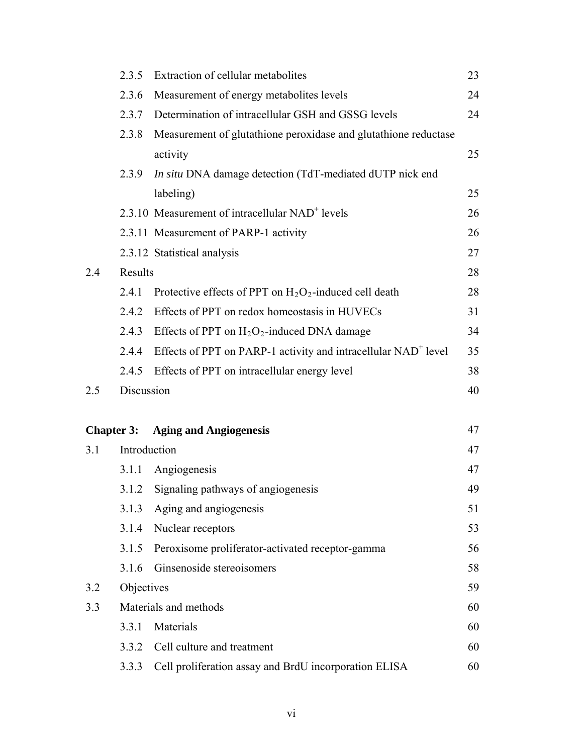| | | | |
|---|---|---|---|
| | 2.3.5 | Extraction of cellular metabolites | 23 |
| | 2.3.6 | Measurement of energy metabolites levels | 24 |
| | 2.3.7 | Determination of intracellular GSH and GSSG levels | 24 |
| | 2.3.8 | Measurement of glutathione peroxidase and glutathione reductase activity | 25 |
| | 2.3.9 | *In situ* DNA damage detection (TdT-mediated dUTP nick end labeling) | 25 |
| | 2.3.10 | Measurement of intracellular $NAD^+$ levels | 26 |
| | 2.3.11 | Measurement of PARP-1 activity | 26 |
| | 2.3.12 | Statistical analysis | 27 |
| 2.4 | Results | | 28 |
| | 2.4.1 | Protective effects of PPT on $H_2O_2$-induced cell death | 28 |
| | 2.4.2 | Effects of PPT on redox homeostasis in HUVECs | 31 |
| | 2.4.3 | Effects of PPT on $H_2O_2$-induced DNA damage | 34 |
| | 2.4.4 | Effects of PPT on PARP-1 activity and intracellular $NAD^+$ level | 35 |
| | 2.4.5 | Effects of PPT on intracellular energy level | 38 |
| 2.5 | Discussion | | 40 |
| **Chapter 3:** | **Aging and Angiogenesis** | | 47 |
| 3.1 | Introduction | | 47 |
| | 3.1.1 | Angiogenesis | 47 |
| | 3.1.2 | Signaling pathways of angiogenesis | 49 |
| | 3.1.3 | Aging and angiogenesis | 51 |
| | 3.1.4 | Nuclear receptors | 53 |
| | 3.1.5 | Peroxisome proliferator-activated receptor-gamma | 56 |
| | 3.1.6 | Ginsenoside stereoisomers | 58 |
| 3.2 | Objectives | | 59 |
| 3.3 | Materials and methods | | 60 |
| | 3.3.1 | Materials | 60 |
| | 3.3.2 | Cell culture and treatment | 60 |
| | 3.3.3 | Cell proliferation assay and BrdU incorporation ELISA | 60 |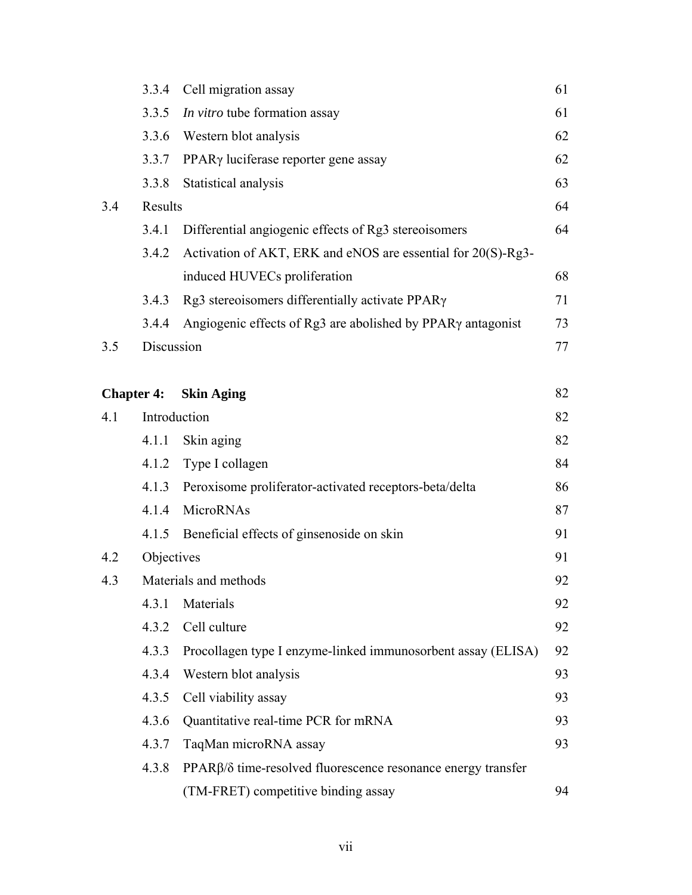| | | | |
|---|---|---|---|
| | 3.3.4 | Cell migration assay | 61 |
| | 3.3.5 | *In vitro* tube formation assay | 61 |
| | 3.3.6 | Western blot analysis | 62 |
| | 3.3.7 | PPARγ luciferase reporter gene assay | 62 |
| | 3.3.8 | Statistical analysis | 63 |
| 3.4 | Results | | 64 |
| | 3.4.1 | Differential angiogenic effects of Rg3 stereoisomers | 64 |
| | 3.4.2 | Activation of AKT, ERK and eNOS are essential for 20(S)-Rg3-induced HUVECs proliferation | 68 |
| | 3.4.3 | Rg3 stereoisomers differentially activate PPARγ | 71 |
| | 3.4.4 | Angiogenic effects of Rg3 are abolished by PPARγ antagonist | 73 |
| 3.5 | Discussion | | 77 |

| | | | |
|---|---|---|---|
| **Chapter 4:** | **Skin Aging** | | 82 |
| 4.1 | Introduction | | 82 |
| | 4.1.1 | Skin aging | 82 |
| | 4.1.2 | Type I collagen | 84 |
| | 4.1.3 | Peroxisome proliferator-activated receptors-beta/delta | 86 |
| | 4.1.4 | MicroRNAs | 87 |
| | 4.1.5 | Beneficial effects of ginsenoside on skin | 91 |
| 4.2 | Objectives | | 91 |
| 4.3 | Materials and methods | | 92 |
| | 4.3.1 | Materials | 92 |
| | 4.3.2 | Cell culture | 92 |
| | 4.3.3 | Procollagen type I enzyme-linked immunosorbent assay (ELISA) | 92 |
| | 4.3.4 | Western blot analysis | 93 |
| | 4.3.5 | Cell viability assay | 93 |
| | 4.3.6 | Quantitative real-time PCR for mRNA | 93 |
| | 4.3.7 | TaqMan microRNA assay | 93 |
| | 4.3.8 | PPARβ/δ time-resolved fluorescence resonance energy transfer (TM-FRET) competitive binding assay | 94 |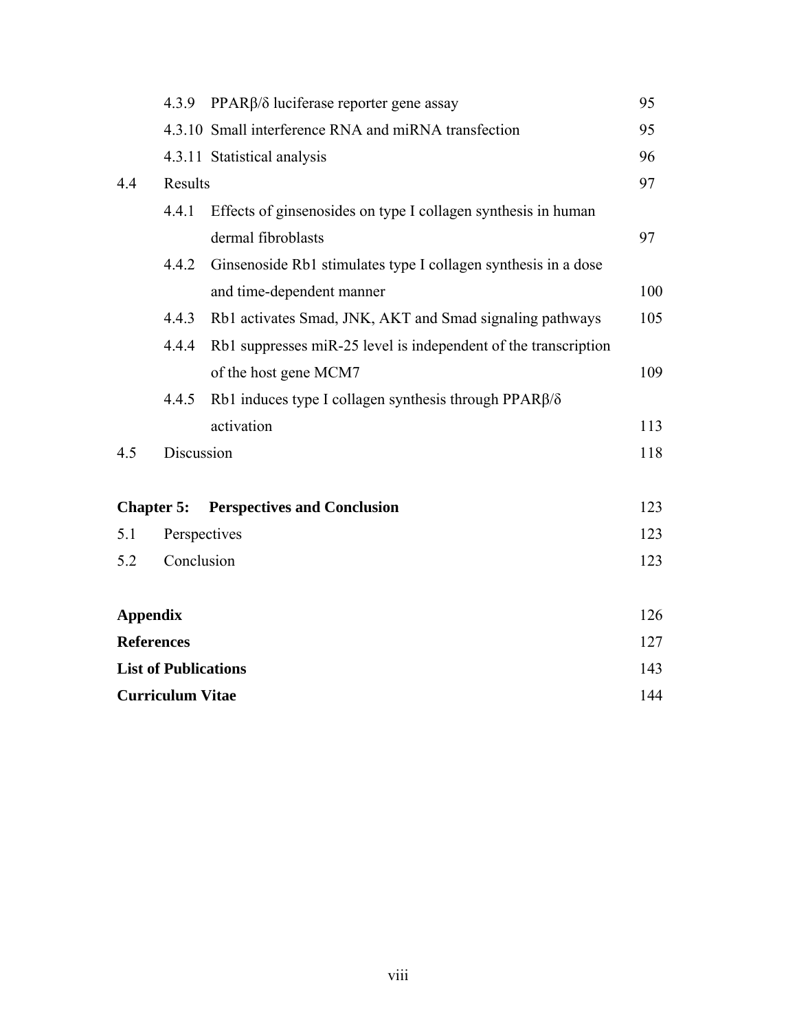| | | |
|---|---|---|
| | 4.3.9 PPARβ/δ luciferase reporter gene assay | 95 |
| | 4.3.10 Small interference RNA and miRNA transfection | 95 |
| | 4.3.11 Statistical analysis | 96 |
| 4.4 | Results | 97 |
| | 4.4.1 Effects of ginsenosides on type I collagen synthesis in human dermal fibroblasts | 97 |
| | 4.4.2 Ginsenoside Rb1 stimulates type I collagen synthesis in a dose and time-dependent manner | 100 |
| | 4.4.3 Rb1 activates Smad, JNK, AKT and Smad signaling pathways | 105 |
| | 4.4.4 Rb1 suppresses miR-25 level is independent of the transcription of the host gene MCM7 | 109 |
| | 4.4.5 Rb1 induces type I collagen synthesis through PPARβ/δ activation | 113 |
| 4.5 | Discussion | 118 |
| **Chapter 5:** | **Perspectives and Conclusion** | 123 |
| 5.1 | Perspectives | 123 |
| 5.2 | Conclusion | 123 |
| **Appendix** | | 126 |
| **References** | | 127 |
| **List of Publications** | | 143 |
| **Curriculum Vitae** | | 144 |